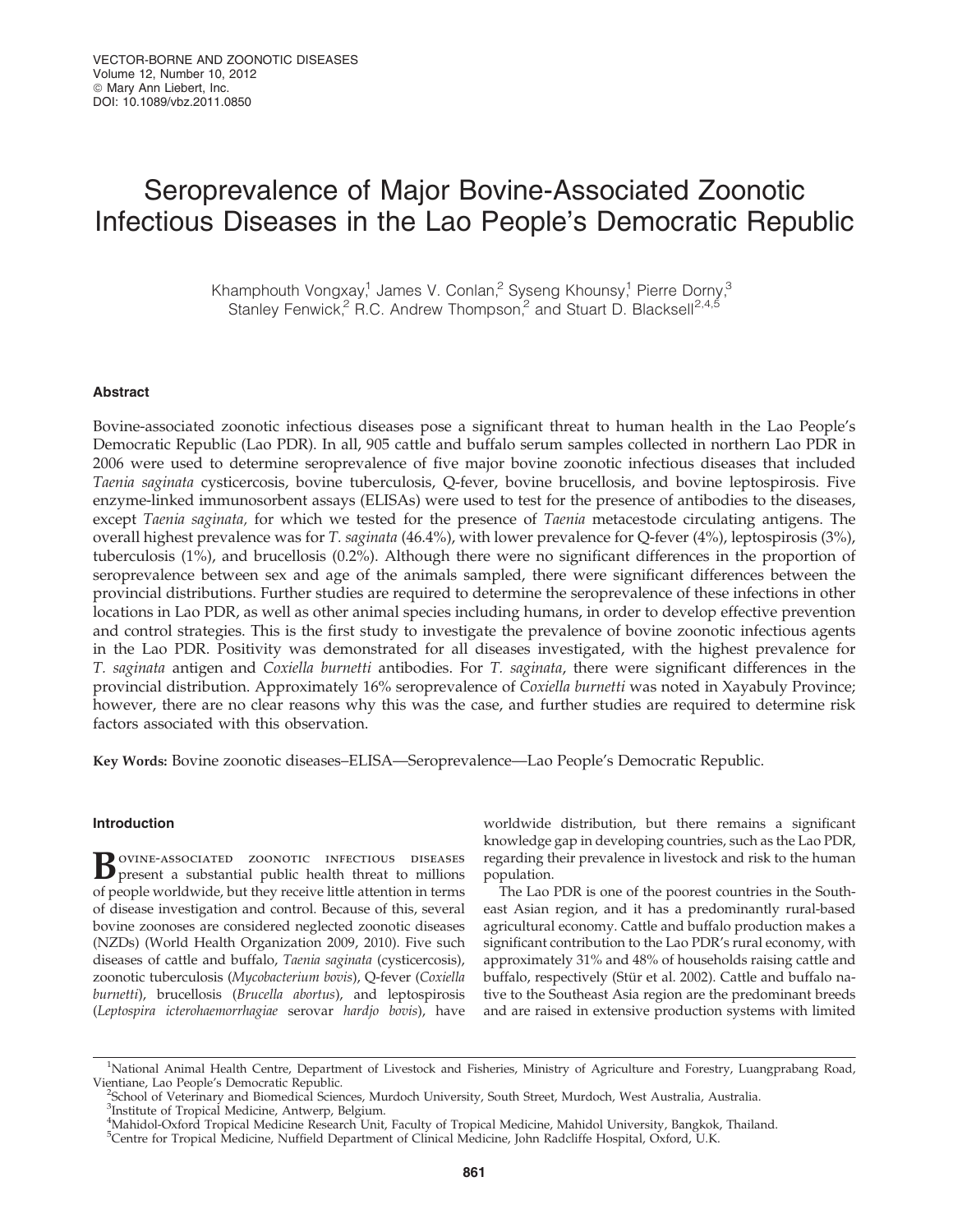# Seroprevalence of Major Bovine-Associated Zoonotic Infectious Diseases in the Lao People's Democratic Republic

Khamphouth Vongxay,[1] James V. Conlan,[2] Syseng Khounsy,[1] Pierre Dorny,[3] Stanley Fenwick,[2] R.C. Andrew Thompson,[2] and Stuart D. Blacksell[2,4,5]

## Abstract

Bovine-associated zoonotic infectious diseases pose a significant threat to human health in the Lao People's Democratic Republic (Lao PDR). In all, 905 cattle and buffalo serum samples collected in northern Lao PDR in 2006 were used to determine seroprevalence of five major bovine zoonotic infectious diseases that included *Taenia saginata* cysticercosis, bovine tuberculosis, Q-fever, bovine brucellosis, and bovine leptospirosis. Five enzyme-linked immunosorbent assays (ELISAs) were used to test for the presence of antibodies to the diseases, except *Taenia saginata,* for which we tested for the presence of *Taenia* metacestode circulating antigens. The overall highest prevalence was for *T. saginata* (46.4%), with lower prevalence for Q-fever (4%), leptospirosis (3%), tuberculosis (1%), and brucellosis (0.2%). Although there were no significant differences in the proportion of seroprevalence between sex and age of the animals sampled, there were significant differences between the provincial distributions. Further studies are required to determine the seroprevalence of these infections in other locations in Lao PDR, as well as other animal species including humans, in order to develop effective prevention and control strategies. This is the first study to investigate the prevalence of bovine zoonotic infectious agents in the Lao PDR. Positivity was demonstrated for all diseases investigated, with the highest prevalence for *T. saginata* antigen and *Coxiella burnetti* antibodies. For *T. saginata*, there were significant differences in the provincial distribution. Approximately 16% seroprevalence of *Coxiella burnetti* was noted in Xayabuly Province; however, there are no clear reasons why this was the case, and further studies are required to determine risk factors associated with this observation.

**Key Words:** Bovine zoonotic diseases–ELISA—Seroprevalence—Lao People's Democratic Republic.

## Introduction

Bovine-associated zoonotic infectious diseases present a substantial public health threat to millions of people worldwide, but they receive little attention in terms of disease investigation and control. Because of this, several bovine zoonoses are considered neglected zoonotic diseases (NZDs) (World Health Organization 2009, 2010). Five such diseases of cattle and buffalo, *Taenia saginata* (cysticercosis), zoonotic tuberculosis (*Mycobacterium bovis*), Q-fever (*Coxiella burnetti*), brucellosis (*Brucella abortus*), and leptospirosis (*Leptospira icterohaemorrhagiae* serovar *hardjo bovis*), have worldwide distribution, but there remains a significant knowledge gap in developing countries, such as the Lao PDR, regarding their prevalence in livestock and risk to the human population.

The Lao PDR is one of the poorest countries in the Southeast Asian region, and it has a predominantly rural-based agricultural economy. Cattle and buffalo production makes a significant contribution to the Lao PDR's rural economy, with approximately 31% and 48% of households raising cattle and buffalo, respectively (Stür et al. 2002). Cattle and buffalo native to the Southeast Asia region are the predominant breeds and are raised in extensive production systems with limited

[1]National Animal Health Centre, Department of Livestock and Fisheries, Ministry of Agriculture and Forestry, Luangprabang Road, Vientiane, Lao People's Democratic Republic.
[2]School of Veterinary and Biomedical Sciences, Murdoch University, South Street, Murdoch, West Australia, Australia.
[3]Institute of Tropical Medicine, Antwerp, Belgium.
[4]Mahidol-Oxford Tropical Medicine Research Unit, Faculty of Tropical Medicine, Mahidol University, Bangkok, Thailand.
[5]Centre for Tropical Medicine, Nuffield Department of Clinical Medicine, John Radcliffe Hospital, Oxford, U.K.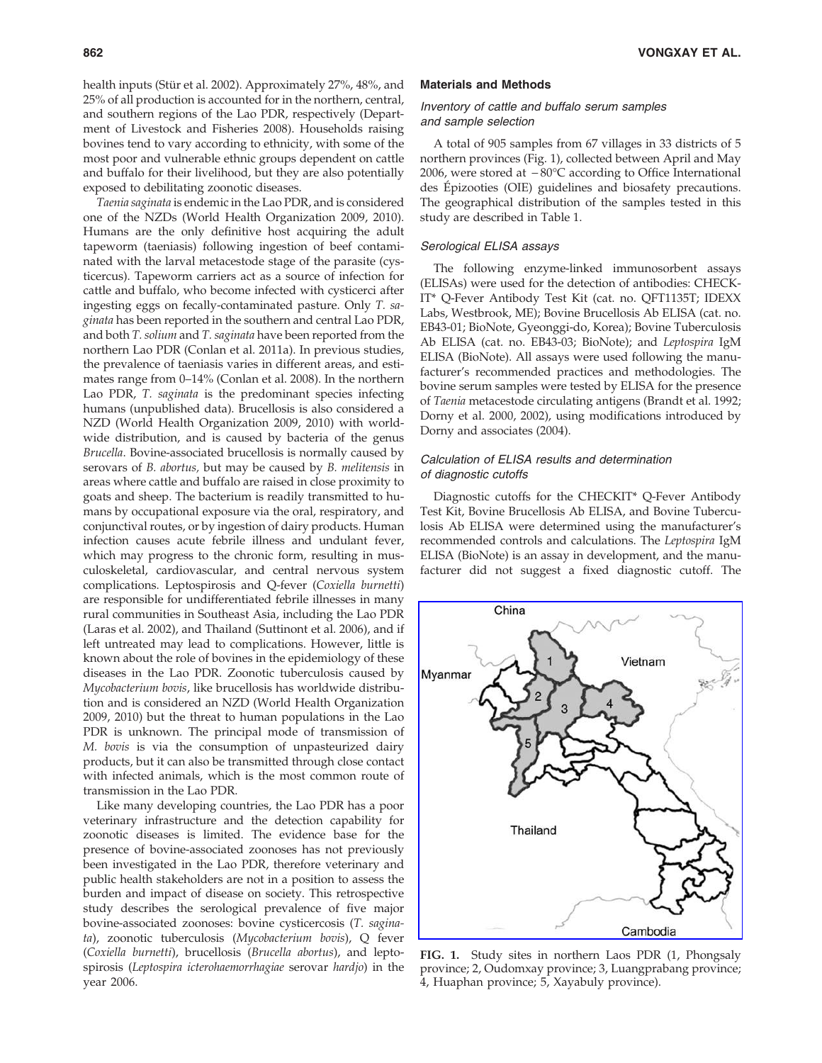health inputs (Stür et al. 2002). Approximately 27%, 48%, and 25% of all production is accounted for in the northern, central, and southern regions of the Lao PDR, respectively (Department of Livestock and Fisheries 2008). Households raising bovines tend to vary according to ethnicity, with some of the most poor and vulnerable ethnic groups dependent on cattle and buffalo for their livelihood, but they are also potentially exposed to debilitating zoonotic diseases.

*Taenia saginata* is endemic in the Lao PDR, and is considered one of the NZDs (World Health Organization 2009, 2010). Humans are the only definitive host acquiring the adult tapeworm (taeniasis) following ingestion of beef contaminated with the larval metacestode stage of the parasite (cysticercus). Tapeworm carriers act as a source of infection for cattle and buffalo, who become infected with cysticerci after ingesting eggs on fecally-contaminated pasture. Only *T. saginata* has been reported in the southern and central Lao PDR, and both *T. solium* and *T. saginata* have been reported from the northern Lao PDR (Conlan et al. 2011a). In previous studies, the prevalence of taeniasis varies in different areas, and estimates range from 0–14% (Conlan et al. 2008). In the northern Lao PDR, *T. saginata* is the predominant species infecting humans (unpublished data). Brucellosis is also considered a NZD (World Health Organization 2009, 2010) with worldwide distribution, and is caused by bacteria of the genus *Brucella*. Bovine-associated brucellosis is normally caused by serovars of *B. abortus*, but may be caused by *B. melitensis* in areas where cattle and buffalo are raised in close proximity to goats and sheep. The bacterium is readily transmitted to humans by occupational exposure via the oral, respiratory, and conjunctival routes, or by ingestion of dairy products. Human infection causes acute febrile illness and undulant fever, which may progress to the chronic form, resulting in musculoskeletal, cardiovascular, and central nervous system complications. Leptospirosis and Q-fever (*Coxiella burnetti*) are responsible for undifferentiated febrile illnesses in many rural communities in Southeast Asia, including the Lao PDR (Laras et al. 2002), and Thailand (Suttinont et al. 2006), and if left untreated may lead to complications. However, little is known about the role of bovines in the epidemiology of these diseases in the Lao PDR. Zoonotic tuberculosis caused by *Mycobacterium bovis*, like brucellosis has worldwide distribution and is considered an NZD (World Health Organization 2009, 2010) but the threat to human populations in the Lao PDR is unknown. The principal mode of transmission of *M. bovis* is via the consumption of unpasteurized dairy products, but it can also be transmitted through close contact with infected animals, which is the most common route of transmission in the Lao PDR.

Like many developing countries, the Lao PDR has a poor veterinary infrastructure and the detection capability for zoonotic diseases is limited. The evidence base for the presence of bovine-associated zoonoses has not previously been investigated in the Lao PDR, therefore veterinary and public health stakeholders are not in a position to assess the burden and impact of disease on society. This retrospective study describes the serological prevalence of five major bovine-associated zoonoses: bovine cysticercosis (*T. saginata*), zoonotic tuberculosis (*Mycobacterium bovis*), Q fever (*Coxiella burnetti*), brucellosis (*Brucella abortus*), and leptospirosis (*Leptospira icterohaemorrhagiae* serovar *hardjo*) in the year 2006.

## Materials and Methods

### Inventory of cattle and buffalo serum samples and sample selection

A total of 905 samples from 67 villages in 33 districts of 5 northern provinces (Fig. 1), collected between April and May 2006, were stored at −80°C according to Office International des Épizooties (OIE) guidelines and biosafety precautions. The geographical distribution of the samples tested in this study are described in Table 1.

### Serological ELISA assays

The following enzyme-linked immunosorbent assays (ELISAs) were used for the detection of antibodies: CHECK-IT* Q-Fever Antibody Test Kit (cat. no. QFT1135T; IDEXX Labs, Westbrook, ME); Bovine Brucellosis Ab ELISA (cat. no. EB43-01; BioNote, Gyeonggi-do, Korea); Bovine Tuberculosis Ab ELISA (cat. no. EB43-03; BioNote); and *Leptospira* IgM ELISA (BioNote). All assays were used following the manufacturer's recommended practices and methodologies. The bovine serum samples were tested by ELISA for the presence of *Taenia* metacestode circulating antigens (Brandt et al. 1992; Dorny et al. 2000, 2002), using modifications introduced by Dorny and associates (2004).

### Calculation of ELISA results and determination of diagnostic cutoffs

Diagnostic cutoffs for the CHECKIT* Q-Fever Antibody Test Kit, Bovine Brucellosis Ab ELISA, and Bovine Tuberculosis Ab ELISA were determined using the manufacturer's recommended controls and calculations. The *Leptospira* IgM ELISA (BioNote) is an assay in development, and the manufacturer did not suggest a fixed diagnostic cutoff. The

China
Vietnam
Myanmar
1
2
3
4
5
Thailand
Cambodia

FIG. 1. Study sites in northern Laos PDR (1, Phongsaly province; 2, Oudomxay province; 3, Luangprabang province; 4, Huaphan province; 5, Xayabuly province).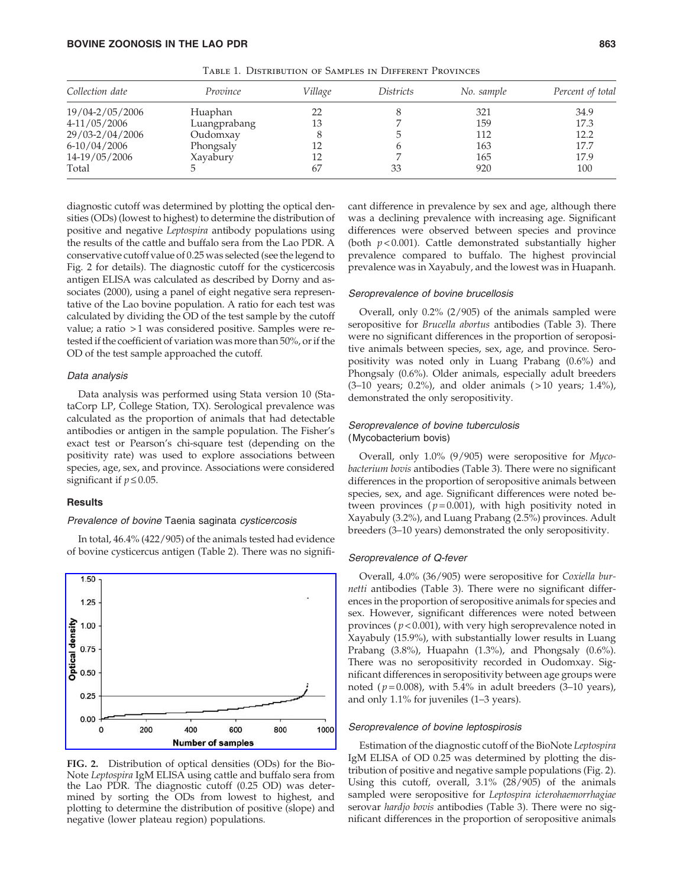Table 1. Distribution of Samples in Different Provinces

| Collection date | Province | Village | Districts | No. sample | Percent of total |
|---|---|---|---|---|---|
| 19/04-2/05/2006 | Huaphan | 22 | 8 | 321 | 34.9 |
| 4-11/05/2006 | Luangprabang | 13 | 7 | 159 | 17.3 |
| 29/03-2/04/2006 | Oudomxay | 8 | 5 | 112 | 12.2 |
| 6-10/04/2006 | Phongsaly | 12 | 6 | 163 | 17.7 |
| 14-19/05/2006 | Xayabury | 12 | 7 | 165 | 17.9 |
| Total | 5 | 67 | 33 | 920 | 100 |

diagnostic cutoff was determined by plotting the optical densities (ODs) (lowest to highest) to determine the distribution of positive and negative *Leptospira* antibody populations using the results of the cattle and buffalo sera from the Lao PDR. A conservative cutoff value of 0.25 was selected (see the legend to Fig. 2 for details). The diagnostic cutoff for the cysticercosis antigen ELISA was calculated as described by Dorny and associates (2000), using a panel of eight negative sera representative of the Lao bovine population. A ratio for each test was calculated by dividing the OD of the test sample by the cutoff value; a ratio >1 was considered positive. Samples were retested if the coefficient of variation was more than 50%, or if the OD of the test sample approached the cutoff.

### Data analysis

Data analysis was performed using Stata version 10 (StataCorp LP, College Station, TX). Serological prevalence was calculated as the proportion of animals that had detectable antibodies or antigen in the sample population. The Fisher's exact test or Pearson's chi-square test (depending on the positivity rate) was used to explore associations between species, age, sex, and province. Associations were considered significant if $p \leq 0.05$.

## Results

### Prevalence of bovine *Taenia saginata cysticercosis*

In total, 46.4% (422/905) of the animals tested had evidence of bovine cysticercus antigen (Table 2). There was no significant difference in prevalence by sex and age, although there was a declining prevalence with increasing age. Significant differences were observed between species and province (both $p < 0.001$). Cattle demonstrated substantially higher prevalence compared to buffalo. The highest provincial prevalence was in Xayabuly, and the lowest was in Huapanh.

**FIG. 2.** Distribution of optical densities (ODs) for the BioNote *Leptospira* IgM ELISA using cattle and buffalo sera from the Lao PDR. The diagnostic cutoff (0.25 OD) was determined by sorting the ODs from lowest to highest, and plotting to determine the distribution of positive (slope) and negative (lower plateau region) populations.

### Seroprevalence of bovine brucellosis

Overall, only 0.2% (2/905) of the animals sampled were seropositive for *Brucella abortus* antibodies (Table 3). There were no significant differences in the proportion of seropositive animals between species, sex, age, and province. Seropositivity was noted only in Luang Prabang (0.6%) and Phongsaly (0.6%). Older animals, especially adult breeders (3–10 years; 0.2%), and older animals (>10 years; 1.4%), demonstrated the only seropositivity.

### Seroprevalence of bovine tuberculosis (Mycobacterium bovis)

Overall, only 1.0% (9/905) were seropositive for *Mycobacterium bovis* antibodies (Table 3). There were no significant differences in the proportion of seropositive animals between species, sex, and age. Significant differences were noted between provinces ($p = 0.001$), with high positivity noted in Xayabuly (3.2%), and Luang Prabang (2.5%) provinces. Adult breeders (3–10 years) demonstrated the only seropositivity.

### Seroprevalence of Q-fever

Overall, 4.0% (36/905) were seropositive for *Coxiella burnetti* antibodies (Table 3). There were no significant differences in the proportion of seropositive animals for species and sex. However, significant differences were noted between provinces ($p < 0.001$), with very high seroprevalence noted in Xayabuly (15.9%), with substantially lower results in Luang Prabang (3.8%), Huapahn (1.3%), and Phongsaly (0.6%). There was no seropositivity recorded in Oudomxay. Significant differences in seropositivity between age groups were noted ($p = 0.008$), with 5.4% in adult breeders (3–10 years), and only 1.1% for juveniles (1–3 years).

### Seroprevalence of bovine leptospirosis

Estimation of the diagnostic cutoff of the BioNote *Leptospira* IgM ELISA of OD 0.25 was determined by plotting the distribution of positive and negative sample populations (Fig. 2). Using this cutoff, overall, 3.1% (28/905) of the animals sampled were seropositive for *Leptospira icterohaemorrhagiae* serovar *hardjo bovis* antibodies (Table 3). There were no significant differences in the proportion of seropositive animals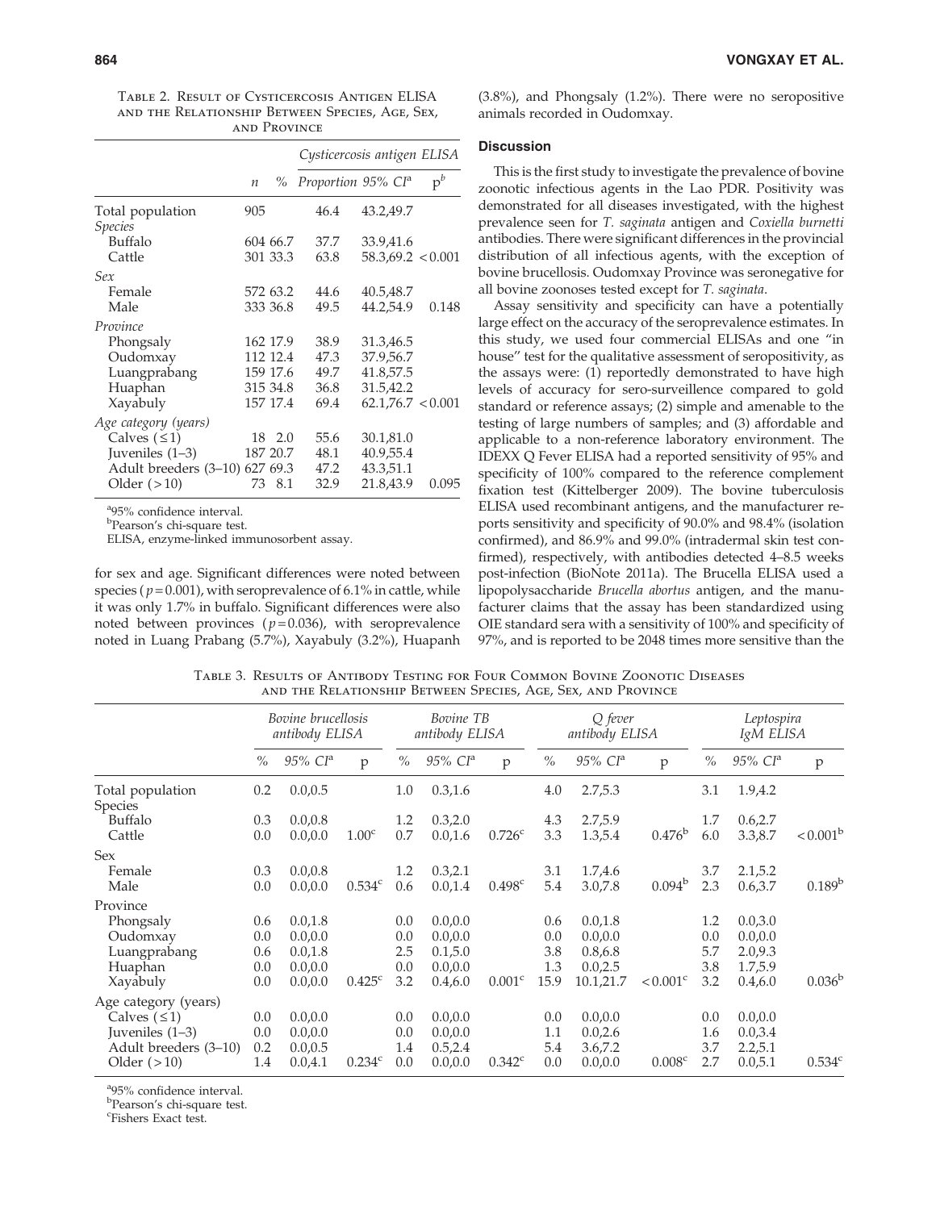Table 2. Result of Cysticercosis Antigen ELISA and the Relationship Between Species, Age, Sex, and Province

| | n | % | Cysticercosis antigen ELISA Proportion | 95% CI[a] | p[b] |
|---|---|---|---|---|---|
| Total population | 905 | | 46.4 | 43.2,49.7 | |
| *Species* | | | | | |
| Buffalo | 604 | 66.7 | 37.7 | 33.9,41.6 | |
| Cattle | 301 | 33.3 | 63.8 | 58.3,69.2 | < 0.001 |
| *Sex* | | | | | |
| Female | 572 | 63.2 | 44.6 | 40.5,48.7 | |
| Male | 333 | 36.8 | 49.5 | 44.2,54.9 | 0.148 |
| *Province* | | | | | |
| Phongsaly | 162 | 17.9 | 38.9 | 31.3,46.5 | |
| Oudomxay | 112 | 12.4 | 47.3 | 37.9,56.7 | |
| Luangprabang | 159 | 17.6 | 49.7 | 41.8,57.5 | |
| Huaphan | 315 | 34.8 | 36.8 | 31.5,42.2 | |
| Xayabuly | 157 | 17.4 | 69.4 | 62.1,76.7 | < 0.001 |
| *Age category (years)* | | | | | |
| Calves (≤1) | 18 | 2.0 | 55.6 | 30.1,81.0 | |
| Juveniles (1–3) | 187 | 20.7 | 48.1 | 40.9,55.4 | |
| Adult breeders (3–10) | 627 | 69.3 | 47.2 | 43.3,51.1 | |
| Older (>10) | 73 | 8.1 | 32.9 | 21.8,43.9 | 0.095 |

[a]95% confidence interval.
[b]Pearson's chi-square test.
ELISA, enzyme-linked immunosorbent assay.

for sex and age. Significant differences were noted between species ($p = 0.001$), with seroprevalence of 6.1% in cattle, while it was only 1.7% in buffalo. Significant differences were also noted between provinces ($p = 0.036$), with seroprevalence noted in Luang Prabang (5.7%), Xayabuly (3.2%), Huapanh (3.8%), and Phongsaly (1.2%). There were no seropositive animals recorded in Oudomxay.

## Discussion

This is the first study to investigate the prevalence of bovine zoonotic infectious agents in the Lao PDR. Positivity was demonstrated for all diseases investigated, with the highest prevalence seen for *T. saginata* antigen and *Coxiella burnetti* antibodies. There were significant differences in the provincial distribution of all infectious agents, with the exception of bovine brucellosis. Oudomxay Province was seronegative for all bovine zoonoses tested except for *T. saginata*.

Assay sensitivity and specificity can have a potentially large effect on the accuracy of the seroprevalence estimates. In this study, we used four commercial ELISAs and one "in house" test for the qualitative assessment of seropositivity, as the assays were: (1) reportedly demonstrated to have high levels of accuracy for sero-surveillence compared to gold standard or reference assays; (2) simple and amenable to the testing of large numbers of samples; and (3) affordable and applicable to a non-reference laboratory environment. The IDEXX Q Fever ELISA had a reported sensitivity of 95% and specificity of 100% compared to the reference complement fixation test (Kittelberger 2009). The bovine tuberculosis ELISA used recombinant antigens, and the manufacturer reports sensitivity and specificity of 90.0% and 98.4% (isolation confirmed), and 86.9% and 99.0% (intradermal skin test confirmed), respectively, with antibodies detected 4–8.5 weeks post-infection (BioNote 2011a). The Brucella ELISA used a lipopolysaccharide *Brucella abortus* antigen, and the manufacturer claims that the assay has been standardized using OIE standard sera with a sensitivity of 100% and specificity of 97%, and is reported to be 2048 times more sensitive than the

Table 3. Results of Antibody Testing for Four Common Bovine Zoonotic Diseases and the Relationship Between Species, Age, Sex, and Province

| | Bovine brucellosis antibody ELISA | | | Bovine TB antibody ELISA | | | Q fever antibody ELISA | | | Leptospira IgM ELISA | | |
|---|---|---|---|---|---|---|---|---|---|---|---|---|
| | % | 95% CI[a] | p | % | 95% CI[a] | p | % | 95% CI[a] | p | % | 95% CI[a] | p |
| Total population | 0.2 | 0.0,0.5 | | 1.0 | 0.3,1.6 | | 4.0 | 2.7,5.3 | | 3.1 | 1.9,4.2 | |
| Species | | | | | | | | | | | | |
| Buffalo | 0.3 | 0.0,0.8 | | 1.2 | 0.3,2.0 | | 4.3 | 2.7,5.9 | | 1.7 | 0.6,2.7 | |
| Cattle | 0.0 | 0.0,0.0 | 1.00[c] | 0.7 | 0.0,1.6 | 0.726[c] | 3.3 | 1.3,5.4 | 0.476[b] | 6.0 | 3.3,8.7 | < 0.001[b] |
| Sex | | | | | | | | | | | | |
| Female | 0.3 | 0.0,0.8 | | 1.2 | 0.3,2.1 | | 3.1 | 1.7,4.6 | | 3.7 | 2.1,5.2 | |
| Male | 0.0 | 0.0,0.0 | 0.534[c] | 0.6 | 0.0,1.4 | 0.498[c] | 5.4 | 3.0,7.8 | 0.094[b] | 2.3 | 0.6,3.7 | 0.189[b] |
| Province | | | | | | | | | | | | |
| Phongsaly | 0.6 | 0.0,1.8 | | 0.0 | 0.0,0.0 | | 0.6 | 0.0,1.8 | | 1.2 | 0.0,3.0 | |
| Oudomxay | 0.0 | 0.0,0.0 | | 0.0 | 0.0,0.0 | | 0.0 | 0.0,0.0 | | 0.0 | 0.0,0.0 | |
| Luangprabang | 0.6 | 0.0,1.8 | | 2.5 | 0.1,5.0 | | 3.8 | 0.8,6.8 | | 5.7 | 2.0,9.3 | |
| Huaphan | 0.0 | 0.0,0.0 | | 0.0 | 0.0,0.0 | | 1.3 | 0.0,2.5 | | 3.8 | 1.7,5.9 | |
| Xayabuly | 0.0 | 0.0,0.0 | 0.425[c] | 3.2 | 0.4,6.0 | 0.001[c] | 15.9 | 10.1,21.7 | < 0.001[c] | 3.2 | 0.4,6.0 | 0.036[b] |
| Age category (years) | | | | | | | | | | | | |
| Calves (≤1) | 0.0 | 0.0,0.0 | | 0.0 | 0.0,0.0 | | 0.0 | 0.0,0.0 | | 0.0 | 0.0,0.0 | |
| Juveniles (1–3) | 0.0 | 0.0,0.0 | | 0.0 | 0.0,0.0 | | 1.1 | 0.0,2.6 | | 1.6 | 0.0,3.4 | |
| Adult breeders (3–10) | 0.2 | 0.0,0.5 | | 1.4 | 0.5,2.4 | | 5.4 | 3.6,7.2 | | 3.7 | 2.2,5.1 | |
| Older (>10) | 1.4 | 0.0,4.1 | 0.234[c] | 0.0 | 0.0,0.0 | 0.342[c] | 0.0 | 0.0,0.0 | 0.008[c] | 2.7 | 0.0,5.1 | 0.534[c] |

[a]95% confidence interval.
[b]Pearson's chi-square test.
[c]Fishers Exact test.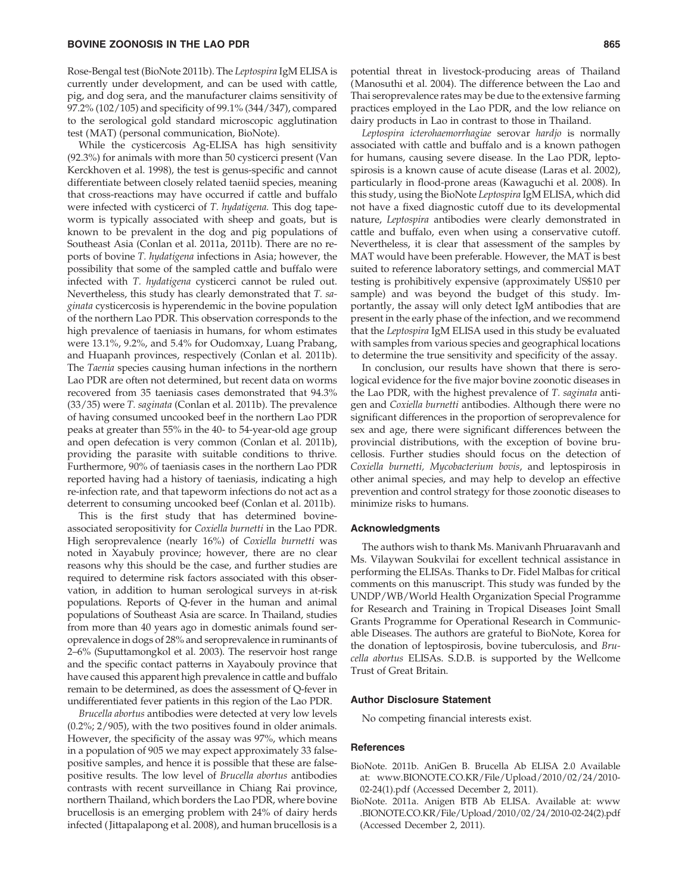Rose-Bengal test (BioNote 2011b). The *Leptospira* IgM ELISA is currently under development, and can be used with cattle, pig, and dog sera, and the manufacturer claims sensitivity of 97.2% (102/105) and specificity of 99.1% (344/347), compared to the serological gold standard microscopic agglutination test (MAT) (personal communication, BioNote).

While the cysticercosis Ag-ELISA has high sensitivity (92.3%) for animals with more than 50 cysticerci present (Van Kerckhoven et al. 1998), the test is genus-specific and cannot differentiate between closely related taeniid species, meaning that cross-reactions may have occurred if cattle and buffalo were infected with cysticerci of *T. hydatigena.* This dog tapeworm is typically associated with sheep and goats, but is known to be prevalent in the dog and pig populations of Southeast Asia (Conlan et al. 2011a, 2011b). There are no reports of bovine *T. hydatigena* infections in Asia; however, the possibility that some of the sampled cattle and buffalo were infected with *T. hydatigena* cysticerci cannot be ruled out. Nevertheless, this study has clearly demonstrated that *T. saginata* cysticercosis is hyperendemic in the bovine population of the northern Lao PDR. This observation corresponds to the high prevalence of taeniasis in humans, for whom estimates were 13.1%, 9.2%, and 5.4% for Oudomxay, Luang Prabang, and Huapanh provinces, respectively (Conlan et al. 2011b). The *Taenia* species causing human infections in the northern Lao PDR are often not determined, but recent data on worms recovered from 35 taeniasis cases demonstrated that 94.3% (33/35) were *T. saginata* (Conlan et al. 2011b). The prevalence of having consumed uncooked beef in the northern Lao PDR peaks at greater than 55% in the 40- to 54-year-old age group and open defecation is very common (Conlan et al. 2011b), providing the parasite with suitable conditions to thrive. Furthermore, 90% of taeniasis cases in the northern Lao PDR reported having had a history of taeniasis, indicating a high re-infection rate, and that tapeworm infections do not act as a deterrent to consuming uncooked beef (Conlan et al. 2011b).

This is the first study that has determined bovine-associated seropositivity for *Coxiella burnetti* in the Lao PDR. High seroprevalence (nearly 16%) of *Coxiella burnetti* was noted in Xayabuly province; however, there are no clear reasons why this should be the case, and further studies are required to determine risk factors associated with this observation, in addition to human serological surveys in at-risk populations. Reports of Q-fever in the human and animal populations of Southeast Asia are scarce. In Thailand, studies from more than 40 years ago in domestic animals found seroprevalence in dogs of 28% and seroprevalence in ruminants of 2–6% (Suputtamongkol et al. 2003). The reservoir host range and the specific contact patterns in Xayabouly province that have caused this apparent high prevalence in cattle and buffalo remain to be determined, as does the assessment of Q-fever in undifferentiated fever patients in this region of the Lao PDR.

*Brucella abortus* antibodies were detected at very low levels (0.2%; 2/905), with the two positives found in older animals. However, the specificity of the assay was 97%, which means in a population of 905 we may expect approximately 33 false-positive samples, and hence it is possible that these are false-positive results. The low level of *Brucella abortus* antibodies contrasts with recent surveillance in Chiang Rai province, northern Thailand, which borders the Lao PDR, where bovine brucellosis is an emerging problem with 24% of dairy herds infected (Jittapalapong et al. 2008), and human brucellosis is a potential threat in livestock-producing areas of Thailand (Manosuthi et al. 2004). The difference between the Lao and Thai seroprevalence rates may be due to the extensive farming practices employed in the Lao PDR, and the low reliance on dairy products in Lao in contrast to those in Thailand.

*Leptospira icterohaemorrhagiae* serovar *hardjo* is normally associated with cattle and buffalo and is a known pathogen for humans, causing severe disease. In the Lao PDR, leptospirosis is a known cause of acute disease (Laras et al. 2002), particularly in flood-prone areas (Kawaguchi et al. 2008). In this study, using the BioNote *Leptospira* IgM ELISA, which did not have a fixed diagnostic cutoff due to its developmental nature, *Leptospira* antibodies were clearly demonstrated in cattle and buffalo, even when using a conservative cutoff. Nevertheless, it is clear that assessment of the samples by MAT would have been preferable. However, the MAT is best suited to reference laboratory settings, and commercial MAT testing is prohibitively expensive (approximately US$10 per sample) and was beyond the budget of this study. Importantly, the assay will only detect IgM antibodies that are present in the early phase of the infection, and we recommend that the *Leptospira* IgM ELISA used in this study be evaluated with samples from various species and geographical locations to determine the true sensitivity and specificity of the assay.

In conclusion, our results have shown that there is serological evidence for the five major bovine zoonotic diseases in the Lao PDR, with the highest prevalence of *T. saginata* antigen and *Coxiella burnetti* antibodies. Although there were no significant differences in the proportion of seroprevalence for sex and age, there were significant differences between the provincial distributions, with the exception of bovine brucellosis. Further studies should focus on the detection of *Coxiella burnetti, Mycobacterium bovis*, and leptospirosis in other animal species, and may help to develop an effective prevention and control strategy for those zoonotic diseases to minimize risks to humans.

## Acknowledgments

The authors wish to thank Ms. Manivanh Phruaravanh and Ms. Vilaywan Soukvilai for excellent technical assistance in performing the ELISAs. Thanks to Dr. Fidel Malbas for critical comments on this manuscript. This study was funded by the UNDP/WB/World Health Organization Special Programme for Research and Training in Tropical Diseases Joint Small Grants Programme for Operational Research in Communicable Diseases. The authors are grateful to BioNote, Korea for the donation of leptospirosis, bovine tuberculosis, and *Brucella abortus* ELISAs. S.D.B. is supported by the Wellcome Trust of Great Britain.

## Author Disclosure Statement

No competing financial interests exist.

## References

BioNote. 2011b. AniGen B. Brucella Ab ELISA 2.0 Available at: www.BIONOTE.CO.KR/File/Upload/2010/02/24/2010-02-24(1).pdf (Accessed December 2, 2011).

BioNote. 2011a. Anigen BTB Ab ELISA. Available at: www.BIONOTE.CO.KR/File/Upload/2010/02/24/2010-02-24(2).pdf (Accessed December 2, 2011).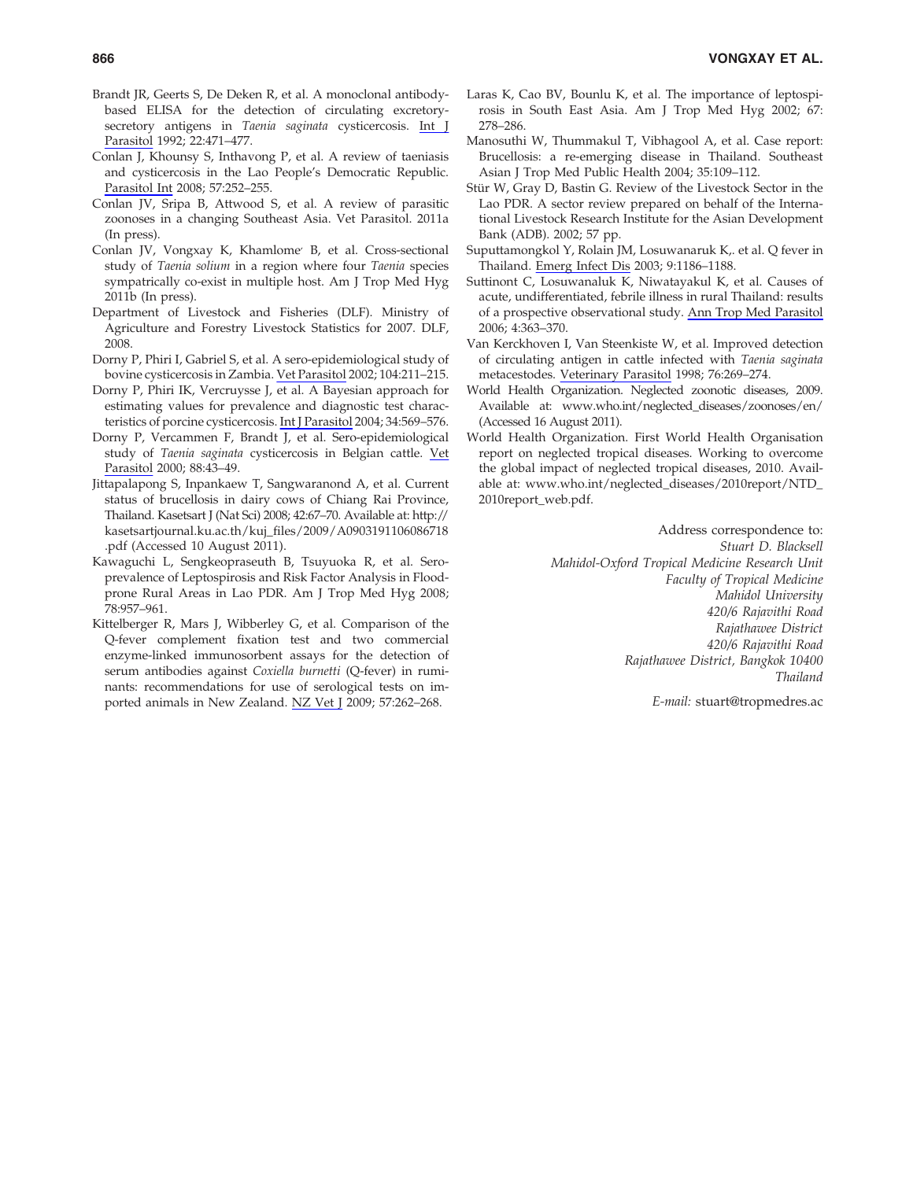Brandt JR, Geerts S, De Deken R, et al. A monoclonal antibody-based ELISA for the detection of circulating excretory-secretory antigens in *Taenia saginata* cysticercosis. Int J Parasitol 1992; 22:471–477.

Conlan J, Khounsy S, Inthavong P, et al. A review of taeniasis and cysticercosis in the Lao People's Democratic Republic. Parasitol Int 2008; 57:252–255.

Conlan JV, Sripa B, Attwood S, et al. A review of parasitic zoonoses in a changing Southeast Asia. Vet Parasitol. 2011a (In press).

Conlan JV, Vongxay K, Khamlome B, et al. Cross-sectional study of *Taenia solium* in a region where four *Taenia* species sympatrically co-exist in multiple host. Am J Trop Med Hyg 2011b (In press).

Department of Livestock and Fisheries (DLF). Ministry of Agriculture and Forestry Livestock Statistics for 2007. DLF, 2008.

Dorny P, Phiri I, Gabriel S, et al. A sero-epidemiological study of bovine cysticercosis in Zambia. Vet Parasitol 2002; 104:211–215.

Dorny P, Phiri IK, Vercruysse J, et al. A Bayesian approach for estimating values for prevalence and diagnostic test characteristics of porcine cysticercosis. Int J Parasitol 2004; 34:569–576.

Dorny P, Vercammen F, Brandt J, et al. Sero-epidemiological study of *Taenia saginata* cysticercosis in Belgian cattle. Vet Parasitol 2000; 88:43–49.

Jittapalapong S, Inpankaew T, Sangwaranond A, et al. Current status of brucellosis in dairy cows of Chiang Rai Province, Thailand. Kasetsart J (Nat Sci) 2008; 42:67–70. Available at: http://kasetsartjournal.ku.ac.th/kuj_files/2009/A0903191106086718.pdf (Accessed 10 August 2011).

Kawaguchi L, Sengkeopraseuth B, Tsuyuoka R, et al. Seroprevalence of Leptospirosis and Risk Factor Analysis in Flood-prone Rural Areas in Lao PDR. Am J Trop Med Hyg 2008; 78:957–961.

Kittelberger R, Mars J, Wibberley G, et al. Comparison of the Q-fever complement fixation test and two commercial enzyme-linked immunosorbent assays for the detection of serum antibodies against *Coxiella burnetti* (Q-fever) in ruminants: recommendations for use of serological tests on imported animals in New Zealand. NZ Vet J 2009; 57:262–268.

Laras K, Cao BV, Bounlu K, et al. The importance of leptospirosis in South East Asia. Am J Trop Med Hyg 2002; 67: 278–286.

Manosuthi W, Thummakul T, Vibhagool A, et al. Case report: Brucellosis: a re-emerging disease in Thailand. Southeast Asian J Trop Med Public Health 2004; 35:109–112.

Stür W, Gray D, Bastin G. Review of the Livestock Sector in the Lao PDR. A sector review prepared on behalf of the International Livestock Research Institute for the Asian Development Bank (ADB). 2002; 57 pp.

Suputtamongkol Y, Rolain JM, Losuwanaruk K,. et al. Q fever in Thailand. Emerg Infect Dis 2003; 9:1186–1188.

Suttinont C, Losuwanaluk K, Niwatayakul K, et al. Causes of acute, undifferentiated, febrile illness in rural Thailand: results of a prospective observational study. Ann Trop Med Parasitol 2006; 4:363–370.

Van Kerckhoven I, Van Steenkiste W, et al. Improved detection of circulating antigen in cattle infected with *Taenia saginata* metacestodes. Veterinary Parasitol 1998; 76:269–274.

World Health Organization. Neglected zoonotic diseases, 2009. Available at: www.who.int/neglected_diseases/zoonoses/en/ (Accessed 16 August 2011).

World Health Organization. First World Health Organisation report on neglected tropical diseases. Working to overcome the global impact of neglected tropical diseases, 2010. Available at: www.who.int/neglected_diseases/2010report/NTD_2010report_web.pdf.

Address correspondence to:
*Stuart D. Blacksell*
*Mahidol-Oxford Tropical Medicine Research Unit*
*Faculty of Tropical Medicine*
*Mahidol University*
*420/6 Rajavithi Road*
*Rajathawee District*
*420/6 Rajavithi Road*
*Rajathawee District, Bangkok 10400*
*Thailand*

*E-mail:* stuart@tropmedres.ac